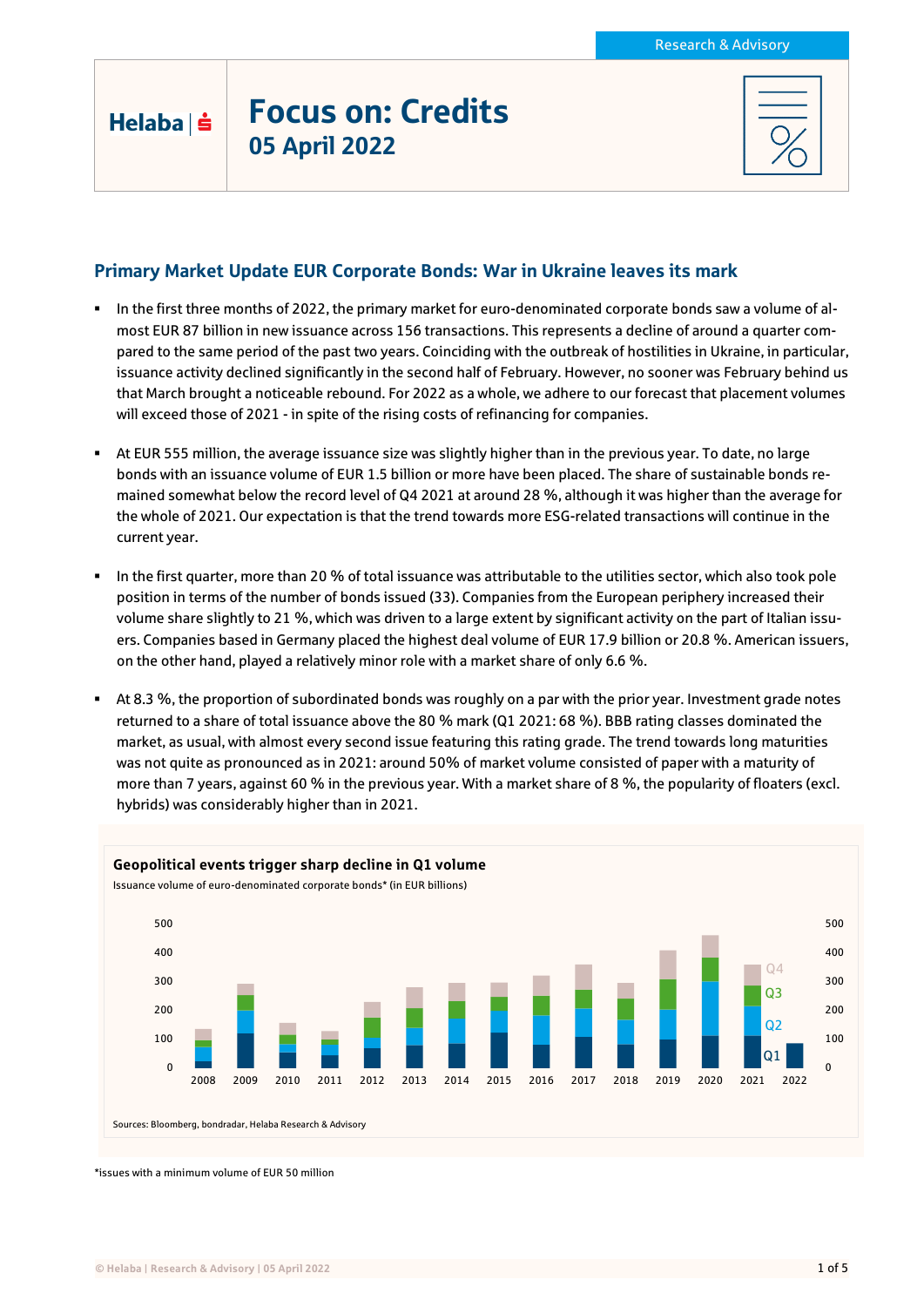Research & Advisory

Helaba

# Focus on: Credits
## 05 April 2022

### Primary Market Update EUR Corporate Bonds: War in Ukraine leaves its mark

- In the first three months of 2022, the primary market for euro-denominated corporate bonds saw a volume of almost EUR 87 billion in new issuance across 156 transactions. This represents a decline of around a quarter compared to the same period of the past two years. Coinciding with the outbreak of hostilities in Ukraine, in particular, issuance activity declined significantly in the second half of February. However, no sooner was February behind us that March brought a noticeable rebound. For 2022 as a whole, we adhere to our forecast that placement volumes will exceed those of 2021 - in spite of the rising costs of refinancing for companies.

- At EUR 555 million, the average issuance size was slightly higher than in the previous year. To date, no large bonds with an issuance volume of EUR 1.5 billion or more have been placed. The share of sustainable bonds remained somewhat below the record level of Q4 2021 at around 28 %, although it was higher than the average for the whole of 2021. Our expectation is that the trend towards more ESG-related transactions will continue in the current year.

- In the first quarter, more than 20 % of total issuance was attributable to the utilities sector, which also took pole position in terms of the number of bonds issued (33). Companies from the European periphery increased their volume share slightly to 21 %, which was driven to a large extent by significant activity on the part of Italian issuers. Companies based in Germany placed the highest deal volume of EUR 17.9 billion or 20.8 %. American issuers, on the other hand, played a relatively minor role with a market share of only 6.6 %.

- At 8.3 %, the proportion of subordinated bonds was roughly on a par with the prior year. Investment grade notes returned to a share of total issuance above the 80 % mark (Q1 2021: 68 %). BBB rating classes dominated the market, as usual, with almost every second issue featuring this rating grade. The trend towards long maturities was not quite as pronounced as in 2021: around 50% of market volume consisted of paper with a maturity of more than 7 years, against 60 % in the previous year. With a market share of 8 %, the popularity of floaters (excl. hybrids) was considerably higher than in 2021.

**Geopolitical events trigger sharp decline in Q1 volume**

Issuance volume of euro-denominated corporate bonds* (in EUR billions)

[Stacked bar chart by quarter (Q1–Q4), 2008–2022; y-axis 0–500]

Sources: Bloomberg, bondradar, Helaba Research & Advisory

*issues with a minimum volume of EUR 50 million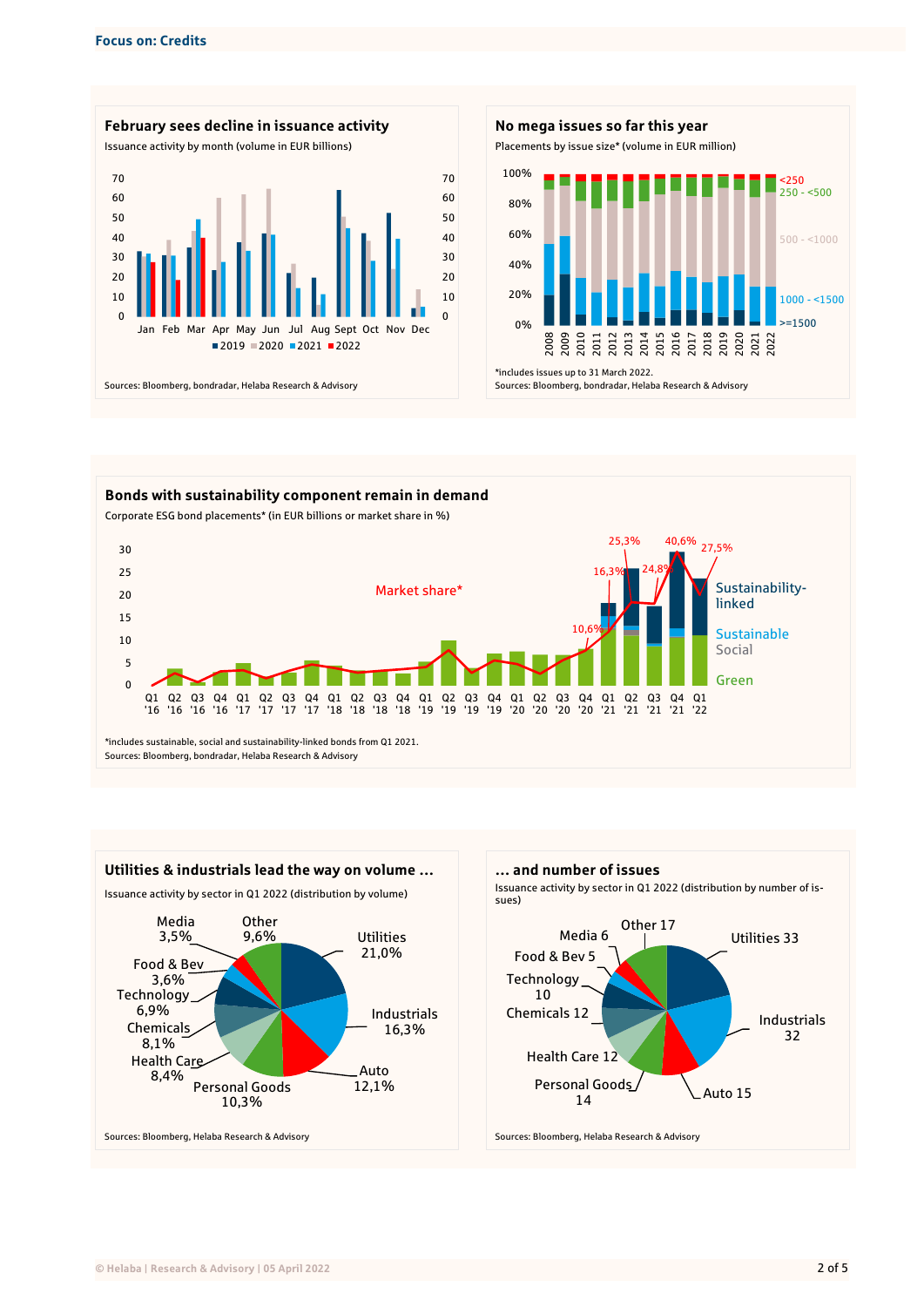## Focus on: Credits

### February sees decline in issuance activity

Issuance activity by month (volume in EUR billions)

Jan Feb Mar Apr May Jun Jul Aug Sept Oct Nov Dec

■2019 ■2020 ■2021 ■2022

Sources: Bloomberg, bondradar, Helaba Research & Advisory

### No mega issues so far this year

Placements by issue size* (volume in EUR million)

<250; 250 - <500; 500 - <1000; 1000 - <1500; >=1500

*includes issues up to 31 March 2022.

Sources: Bloomberg, bondradar, Helaba Research & Advisory

### Bonds with sustainability component remain in demand

Corporate ESG bond placements* (in EUR billions or market share in %)

Market share*: 10,6%; 16,3%; 25,3%; 24,8%; 40,6%; 27,5%

Sustainability-linked; Sustainable; Social; Green

*includes sustainable, social and sustainability-linked bonds from Q1 2021.

Sources: Bloomberg, bondradar, Helaba Research & Advisory

### Utilities & industrials lead the way on volume ...

Issuance activity by sector in Q1 2022 (distribution by volume)

| Sector | Share |
|---|---|
| Utilities | 21,0% |
| Industrials | 16,3% |
| Auto | 12,1% |
| Personal Goods | 10,3% |
| Health Care | 8,4% |
| Chemicals | 8,1% |
| Technology | 6,9% |
| Food & Bev | 3,6% |
| Media | 3,5% |
| Other | 9,6% |

Sources: Bloomberg, Helaba Research & Advisory

### ... and number of issues

Issuance activity by sector in Q1 2022 (distribution by number of issues)

| Sector | Number |
|---|---|
| Utilities | 33 |
| Industrials | 32 |
| Auto | 15 |
| Personal Goods | 14 |
| Health Care | 12 |
| Chemicals | 12 |
| Technology | 10 |
| Food & Bev | 5 |
| Media | 6 |
| Other | 17 |

Sources: Bloomberg, Helaba Research & Advisory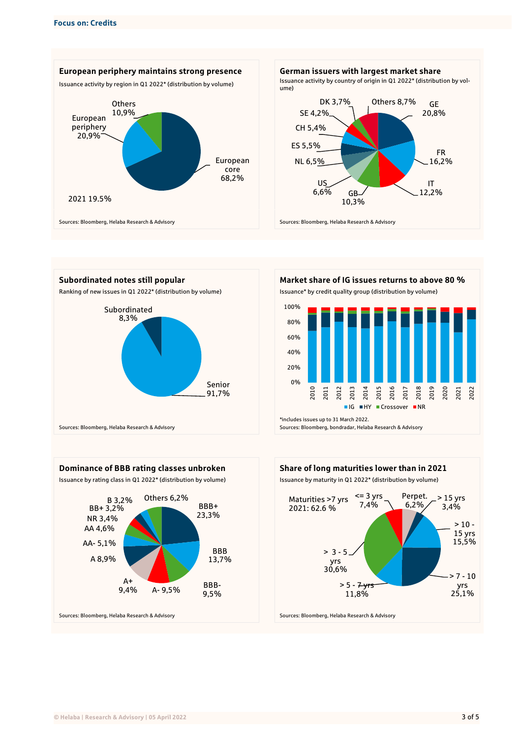Focus on: Credits

### European periphery maintains strong presence

Issuance activity by region in Q1 2022* (distribution by volume)

European core 68,2%
European periphery 20,9%
Others 10,9%

2021 19.5%

Sources: Bloomberg, Helaba Research & Advisory

### German issuers with largest market share

Issuance activity by country of origin in Q1 2022* (distribution by volume)

GE 20,8%
FR 16,2%
IT 12,2%
GB 10,3%
US 6,6%
NL 6,5%
ES 5,5%
CH 5,4%
SE 4,2%
DK 3,7%
Others 8,7%

Sources: Bloomberg, Helaba Research & Advisory

### Subordinated notes still popular

Ranking of new issues in Q1 2022* (distribution by volume)

Senior 91,7%
Subordinated 8,3%

Sources: Bloomberg, Helaba Research & Advisory

### Market share of IG issues returns to above 80 %

Issuance* by credit quality group (distribution by volume)

Years: 2010–2022; Legend: IG, HY, Crossover, NR

*includes issues up to 31 March 2022.
Sources: Bloomberg, bondradar, Helaba Research & Advisory

### Dominance of BBB rating classes unbroken

Issuance by rating class in Q1 2022* (distribution by volume)

BBB+ 23,3%
BBB 13,7%
BBB- 9,5%
A- 9,5%
A+ 9,4%
A 8,9%
AA- 5,1%
AA 4,6%
NR 3,4%
BB+ 3,2%
B 3,2%
Others 6,2%

Sources: Bloomberg, Helaba Research & Advisory

### Share of long maturities lower than in 2021

Issuance by maturity in Q1 2022* (distribution by volume)

Maturities >7 yrs 2021: 62.6 %

<= 3 yrs 7,4%
Perpet. 6,2%
> 15 yrs 3,4%
> 10 - 15 yrs 15,5%
> 7 - 10 yrs 25,1%
> 5 - 7 yrs 11,8%
> 3 - 5 yrs 30,6%

Sources: Bloomberg, Helaba Research & Advisory

© Helaba | Research & Advisory | 05 April 2022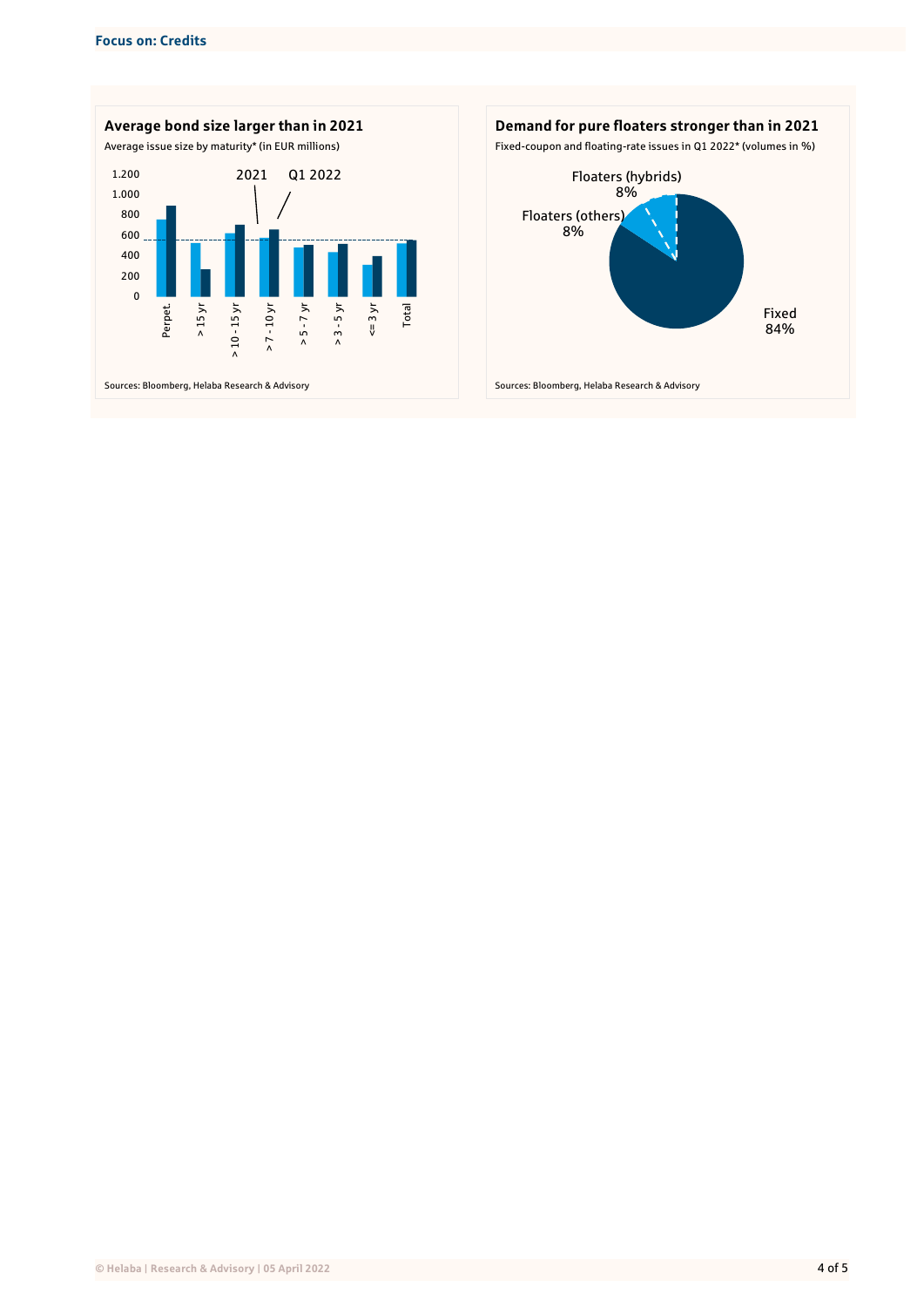## Average bond size larger than in 2021

Average issue size by maturity* (in EUR millions)

Sources: Bloomberg, Helaba Research & Advisory

## Demand for pure floaters stronger than in 2021

Fixed-coupon and floating-rate issues in Q1 2022* (volumes in %)

Sources: Bloomberg, Helaba Research & Advisory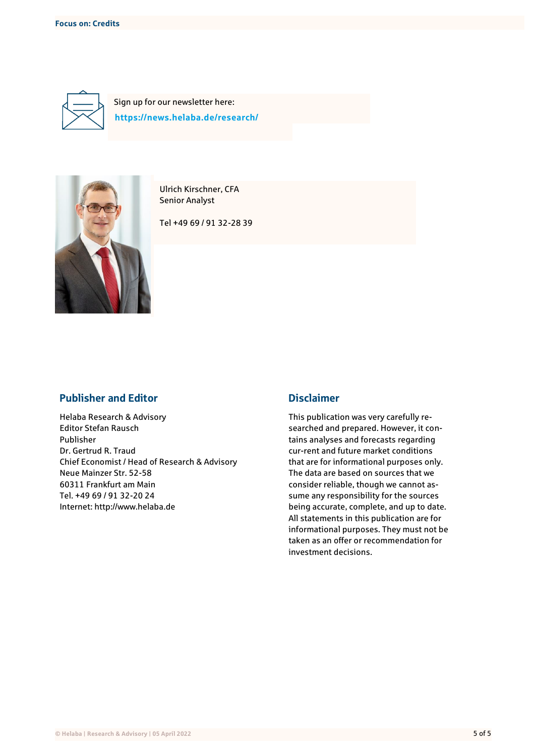Sign up for our newsletter here:
**https://news.helaba.de/research/**

Ulrich Kirschner, CFA
Senior Analyst

Tel +49 69 / 91 32-28 39

## Publisher and Editor

Helaba Research & Advisory
Editor Stefan Rausch
Publisher
Dr. Gertrud R. Traud
Chief Economist / Head of Research & Advisory
Neue Mainzer Str. 52-58
60311 Frankfurt am Main
Tel. +49 69 / 91 32-20 24
Internet: http://www.helaba.de

## Disclaimer

This publication was very carefully researched and prepared. However, it contains analyses and forecasts regarding cur-rent and future market conditions that are for informational purposes only. The data are based on sources that we consider reliable, though we cannot assume any responsibility for the sources being accurate, complete, and up to date. All statements in this publication are for informational purposes. They must not be taken as an offer or recommendation for investment decisions.